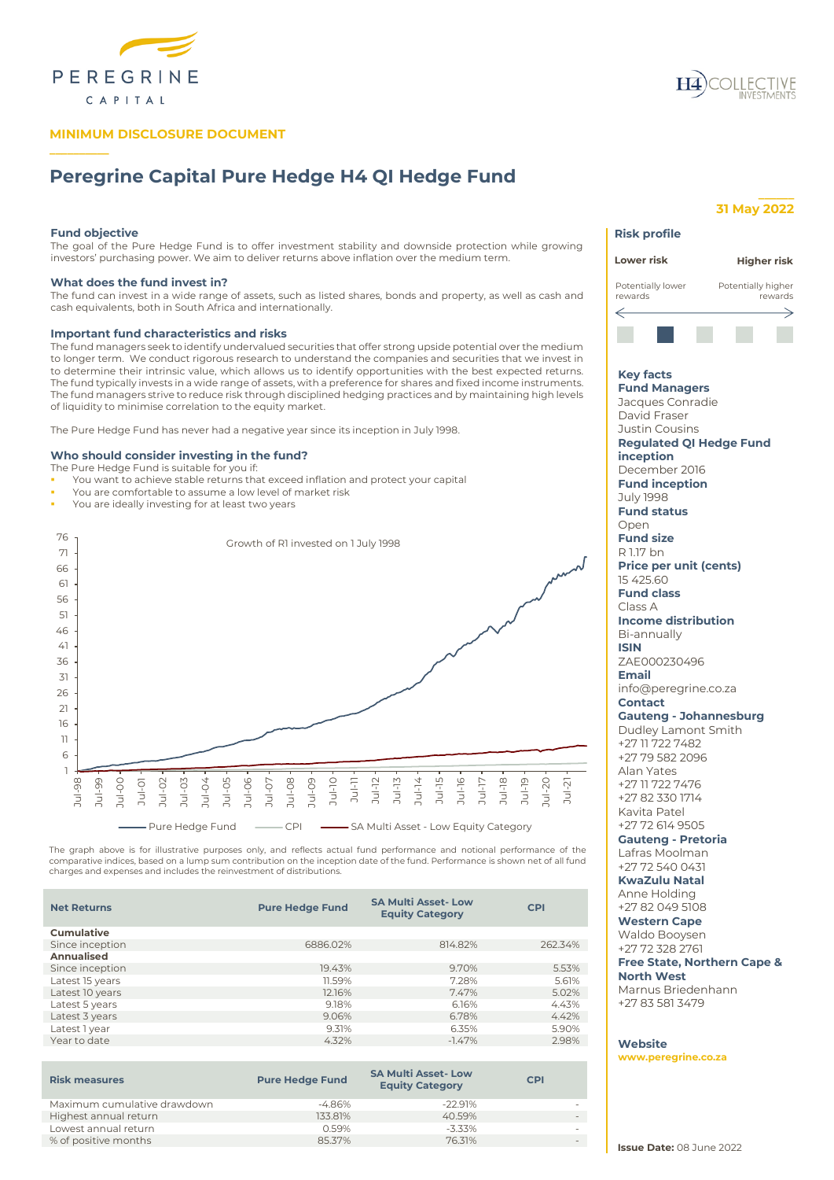PEREGRINE CAPITAL

H4 COLLECTIVE INVESTMENTS

**MINIMUM DISCLOSURE DOCUMENT**

# Peregrine Capital Pure Hedge H4 QI Hedge Fund

**31 May 2022**

### Fund objective

The goal of the Pure Hedge Fund is to offer investment stability and downside protection while growing investors' purchasing power. We aim to deliver returns above inflation over the medium term.

### What does the fund invest in?

The fund can invest in a wide range of assets, such as listed shares, bonds and property, as well as cash and cash equivalents, both in South Africa and internationally.

### Important fund characteristics and risks

The fund managers seek to identify undervalued securities that offer strong upside potential over the medium to longer term. We conduct rigorous research to understand the companies and securities that we invest in to determine their intrinsic value, which allows us to identify opportunities with the best expected returns. The fund typically invests in a wide range of assets, with a preference for shares and fixed income instruments. The fund managers strive to reduce risk through disciplined hedging practices and by maintaining high levels of liquidity to minimise correlation to the equity market.

The Pure Hedge Fund has never had a negative year since its inception in July 1998.

### Who should consider investing in the fund?

The Pure Hedge Fund is suitable for you if:

- You want to achieve stable returns that exceed inflation and protect your capital
- You are comfortable to assume a low level of market risk
- You are ideally investing for at least two years

Growth of R1 invested on 1 July 1998

Pure Hedge Fund — CPI — SA Multi Asset - Low Equity Category

The graph above is for illustrative purposes only, and reflects actual fund performance and notional performance of the comparative indices, based on a lump sum contribution on the inception date of the fund. Performance is shown net of all fund charges and expenses and includes the reinvestment of distributions.

| Net Returns | Pure Hedge Fund | SA Multi Asset- Low Equity Category | CPI |
|---|---|---|---|
| **Cumulative** | | | |
| Since inception | 6886.02% | 814.82% | 262.34% |
| **Annualised** | | | |
| Since inception | 19.43% | 9.70% | 5.53% |
| Latest 15 years | 11.59% | 7.28% | 5.61% |
| Latest 10 years | 12.16% | 7.47% | 5.02% |
| Latest 5 years | 9.18% | 6.16% | 4.43% |
| Latest 3 years | 9.06% | 6.78% | 4.42% |
| Latest 1 year | 9.31% | 6.35% | 5.90% |
| Year to date | 4.32% | -1.47% | 2.98% |

| Risk measures | Pure Hedge Fund | SA Multi Asset- Low Equity Category | CPI |
|---|---|---|---|
| Maximum cumulative drawdown | -4.86% | -22.91% | - |
| Highest annual return | 133.81% | 40.59% | - |
| Lowest annual return | 0.59% | -3.33% | - |
| % of positive months | 85.37% | 76.31% | - |

### Risk profile

**Lower risk** — **Higher risk**

Potentially lower rewards — Potentially higher rewards

### Key facts

**Fund Managers**
Jacques Conradie
David Fraser
Justin Cousins

**Regulated QI Hedge Fund inception**
December 2016

**Fund inception**
July 1998

**Fund status**
Open

**Fund size**
R 1.17 bn

**Price per unit (cents)**
15 425.60

**Fund class**
Class A

**Income distribution**
Bi-annually

**ISIN**
ZAE000230496

**Email**
info@peregrine.co.za

**Contact**

**Gauteng - Johannesburg**
Dudley Lamont Smith
+27 11 722 7482
+27 79 582 2096
Alan Yates
+27 11 722 7476
+27 82 330 1714
Kavita Patel
+27 72 614 9505

**Gauteng - Pretoria**
Lafras Moolman
+27 72 540 0431

**KwaZulu Natal**
Anne Holding
+27 82 049 5108

**Western Cape**
Waldo Booysen
+27 72 328 2761

**Free State, Northern Cape & North West**
Marnus Briedenhann
+27 83 581 3479

**Website**
www.peregrine.co.za

**Issue Date:** 08 June 2022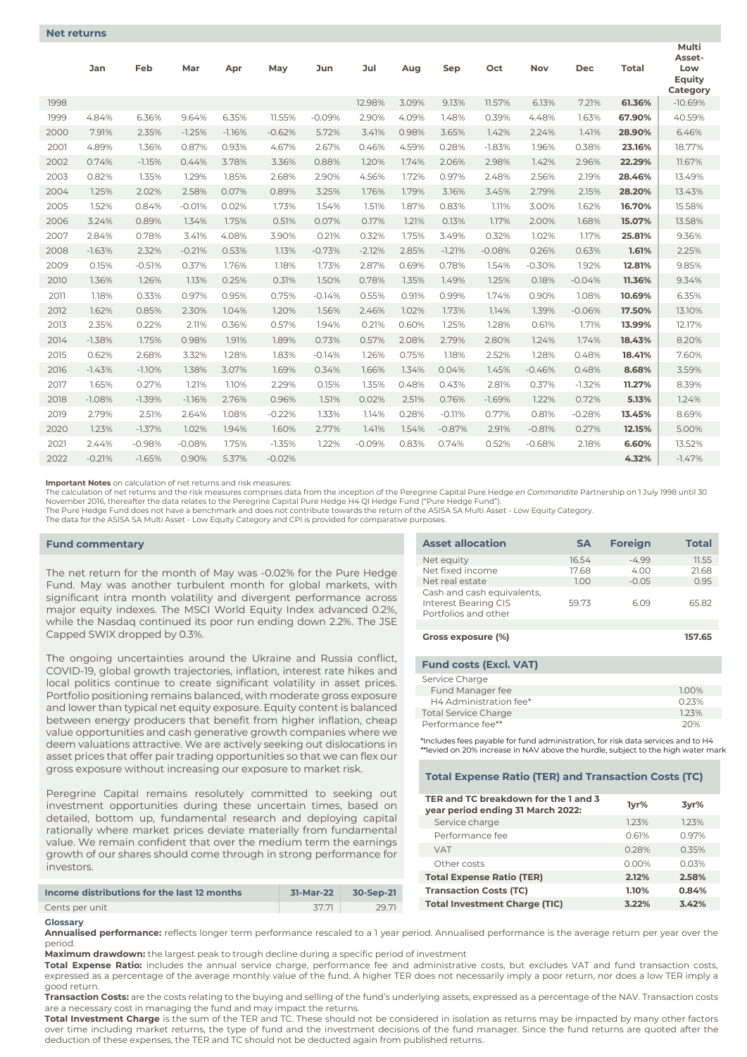## Net returns

| | Jan | Feb | Mar | Apr | May | Jun | Jul | Aug | Sep | Oct | Nov | Dec | Total | Multi Asset-Low Equity Category |
|---|---|---|---|---|---|---|---|---|---|---|---|---|---|---|
| 1998 | | | | | | | 12.98% | 3.09% | 9.13% | 11.57% | 6.13% | 7.21% | **61.36%** | -10.69% |
| 1999 | 4.84% | 6.36% | 9.64% | 6.35% | 11.55% | -0.09% | 2.90% | 4.09% | 1.48% | 0.39% | 4.48% | 1.63% | **67.90%** | 40.59% |
| 2000 | 7.91% | 2.35% | -1.25% | -1.16% | -0.62% | 5.72% | 3.41% | 0.98% | 3.65% | 1.42% | 2.24% | 1.41% | **28.90%** | 6.46% |
| 2001 | 4.89% | 1.36% | 0.87% | 0.93% | 4.67% | 2.67% | 0.46% | 4.59% | 0.28% | -1.83% | 1.96% | 0.38% | **23.16%** | 18.77% |
| 2002 | 0.74% | -1.15% | 0.44% | 3.78% | 3.36% | 0.88% | 1.20% | 1.74% | 2.06% | 2.98% | 1.42% | 2.96% | **22.29%** | 11.67% |
| 2003 | 0.82% | 1.35% | 1.29% | 1.85% | 2.68% | 2.90% | 4.56% | 1.72% | 0.97% | 2.48% | 2.56% | 2.19% | **28.46%** | 13.49% |
| 2004 | 1.25% | 2.02% | 2.58% | 0.07% | 0.89% | 3.25% | 1.76% | 1.79% | 3.16% | 3.45% | 2.79% | 2.15% | **28.20%** | 13.43% |
| 2005 | 1.52% | 0.84% | -0.01% | 0.02% | 1.73% | 1.54% | 1.51% | 1.87% | 0.83% | 1.11% | 3.00% | 1.62% | **16.70%** | 15.58% |
| 2006 | 3.24% | 0.89% | 1.34% | 1.75% | 0.51% | 0.07% | 0.17% | 1.21% | 0.13% | 1.17% | 2.00% | 1.68% | **15.07%** | 13.58% |
| 2007 | 2.84% | 0.78% | 3.41% | 4.08% | 3.90% | 0.21% | 0.32% | 1.75% | 3.49% | 0.32% | 1.02% | 1.17% | **25.81%** | 9.36% |
| 2008 | -1.63% | 2.32% | -0.21% | 0.53% | 1.13% | -0.73% | -2.12% | 2.85% | -1.21% | -0.08% | 0.26% | 0.63% | **1.61%** | 2.25% |
| 2009 | 0.15% | -0.51% | 0.37% | 1.76% | 1.18% | 1.73% | 2.87% | 0.69% | 0.78% | 1.54% | -0.30% | 1.92% | **12.81%** | 9.85% |
| 2010 | 1.36% | 1.26% | 1.13% | 0.25% | 0.31% | 1.50% | 0.78% | 1.35% | 1.49% | 1.25% | 0.18% | -0.04% | **11.36%** | 9.34% |
| 2011 | 1.18% | 0.33% | 0.97% | 0.95% | 0.75% | -0.14% | 0.55% | 0.91% | 0.99% | 1.74% | 0.90% | 1.08% | **10.69%** | 6.35% |
| 2012 | 1.62% | 0.85% | 2.30% | 1.04% | 1.20% | 1.56% | 2.46% | 1.02% | 1.73% | 1.14% | 1.39% | -0.06% | **17.50%** | 13.10% |
| 2013 | 2.35% | 0.22% | 2.11% | 0.36% | 0.57% | 1.94% | 0.21% | 0.60% | 1.25% | 1.28% | 0.61% | 1.71% | **13.99%** | 12.17% |
| 2014 | -1.38% | 1.75% | 0.98% | 1.91% | 1.89% | 0.73% | 0.57% | 2.08% | 2.79% | 2.80% | 1.24% | 1.74% | **18.43%** | 8.20% |
| 2015 | 0.62% | 2.68% | 3.32% | 1.28% | 1.83% | -0.14% | 1.26% | 0.75% | 1.18% | 2.52% | 1.28% | 0.48% | **18.41%** | 7.60% |
| 2016 | -1.43% | -1.10% | 1.38% | 3.07% | 1.69% | 0.34% | 1.66% | 1.34% | 0.04% | 1.45% | -0.46% | 0.48% | **8.68%** | 3.59% |
| 2017 | 1.65% | 0.27% | 1.21% | 1.10% | 2.29% | 0.15% | 1.35% | 0.48% | 0.43% | 2.81% | 0.37% | -1.32% | **11.27%** | 8.39% |
| 2018 | -1.08% | -1.39% | -1.16% | 2.76% | 0.96% | 1.51% | 0.02% | 2.51% | 0.76% | -1.69% | 1.22% | 0.72% | **5.13%** | 1.24% |
| 2019 | 2.79% | 2.51% | 2.64% | 1.08% | -0.22% | 1.33% | 1.14% | 0.28% | -0.11% | 0.77% | 0.81% | -0.28% | **13.45%** | 8.69% |
| 2020 | 1.23% | -1.37% | 1.02% | 1.94% | 1.60% | 2.77% | 1.41% | 1.54% | -0.87% | 2.91% | -0.81% | 0.27% | **12.15%** | 5.00% |
| 2021 | 2.44% | -0.98% | -0.08% | 1.75% | -1.35% | 1.22% | -0.09% | 0.83% | 0.74% | 0.52% | -0.68% | 2.18% | **6.60%** | 13.52% |
| 2022 | -0.21% | -1.65% | 0.90% | 5.37% | -0.02% | | | | | | | | **4.32%** | -1.47% |

**Important Notes** on calculation of net returns and risk measures:
The calculation of net returns and the risk measures comprises data from the inception of the Peregrine Capital Pure Hedge *en Commandite* Partnership on 1 July 1998 until 30 November 2016, thereafter the data relates to the Peregrine Capital Pure Hedge H4 QI Hedge Fund ("Pure Hedge Fund").
The Pure Hedge Fund does not have a benchmark and does not contribute towards the return of the ASISA SA Multi Asset - Low Equity Category.
The data for the ASISA SA Multi Asset - Low Equity Category and CPI is provided for comparative purposes.

## Fund commentary

The net return for the month of May was -0.02% for the Pure Hedge Fund. May was another turbulent month for global markets, with significant intra month volatility and divergent performance across major equity indexes. The MSCI World Equity Index advanced 0.2%, while the Nasdaq continued its poor run ending down 2.2%. The JSE Capped SWIX dropped by 0.3%.

The ongoing uncertainties around the Ukraine and Russia conflict, COVID-19, global growth trajectories, inflation, interest rate hikes and local politics continue to create significant volatility in asset prices. Portfolio positioning remains balanced, with moderate gross exposure and lower than typical net equity exposure. Equity content is balanced between energy producers that benefit from higher inflation, cheap value opportunities and cash generative growth companies where we deem valuations attractive. We are actively seeking out dislocations in asset prices that offer pair trading opportunities so that we can flex our gross exposure without increasing our exposure to market risk.

Peregrine Capital remains resolutely committed to seeking out investment opportunities during these uncertain times, based on detailed, bottom up, fundamental research and deploying capital rationally where market prices deviate materially from fundamental value. We remain confident that over the medium term the earnings growth of our shares should come through in strong performance for investors.

| Income distributions for the last 12 months | 31-Mar-22 | 30-Sep-21 |
|---|---|---|
| Cents per unit | 37.71 | 29.71 |

## Asset allocation

| Asset allocation | SA | Foreign | Total |
|---|---|---|---|
| Net equity | 16.54 | -4.99 | 11.55 |
| Net fixed income | 17.68 | 4.00 | 21.68 |
| Net real estate | 1.00 | -0.05 | 0.95 |
| Cash and cash equivalents, Interest Bearing CIS Portfolios and other | 59.73 | 6.09 | 65.82 |
| **Gross exposure (%)** | | | **157.65** |

## Fund costs (Excl. VAT)

| | |
|---|---|
| Service Charge | |
| Fund Manager fee | 1.00% |
| H4 Administration fee* | 0.23% |
| Total Service Charge | 1.23% |
| Performance fee** | 20% |

*Includes fees payable for fund administration, for risk data services and to H4
**levied on 20% increase in NAV above the hurdle, subject to the high water mark

## Total Expense Ratio (TER) and Transaction Costs (TC)

| TER and TC breakdown for the 1 and 3 year period ending 31 March 2022: | 1yr% | 3yr% |
|---|---|---|
| Service charge | 1.23% | 1.23% |
| Performance fee | 0.61% | 0.97% |
| VAT | 0.28% | 0.35% |
| Other costs | 0.00% | 0.03% |
| **Total Expense Ratio (TER)** | **2.12%** | **2.58%** |
| **Transaction Costs (TC)** | **1.10%** | **0.84%** |
| **Total Investment Charge (TIC)** | **3.22%** | **3.42%** |

## Glossary

**Annualised performance:** reflects longer term performance rescaled to a 1 year period. Annualised performance is the average return per year over the period.
**Maximum drawdown:** the largest peak to trough decline during a specific period of investment
**Total Expense Ratio:** includes the annual service charge, performance fee and administrative costs, but excludes VAT and fund transaction costs, expressed as a percentage of the average monthly value of the fund. A higher TER does not necessarily imply a poor return, nor does a low TER imply a good return.
**Transaction Costs:** are the costs relating to the buying and selling of the fund's underlying assets, expressed as a percentage of the NAV. Transaction costs are a necessary cost in managing the fund and may impact the returns.
**Total Investment Charge** is the sum of the TER and TC. These should not be considered in isolation as returns may be impacted by many other factors over time including market returns, the type of fund and the investment decisions of the fund manager. Since the fund returns are quoted after the deduction of these expenses, the TER and TC should not be deducted again from published returns.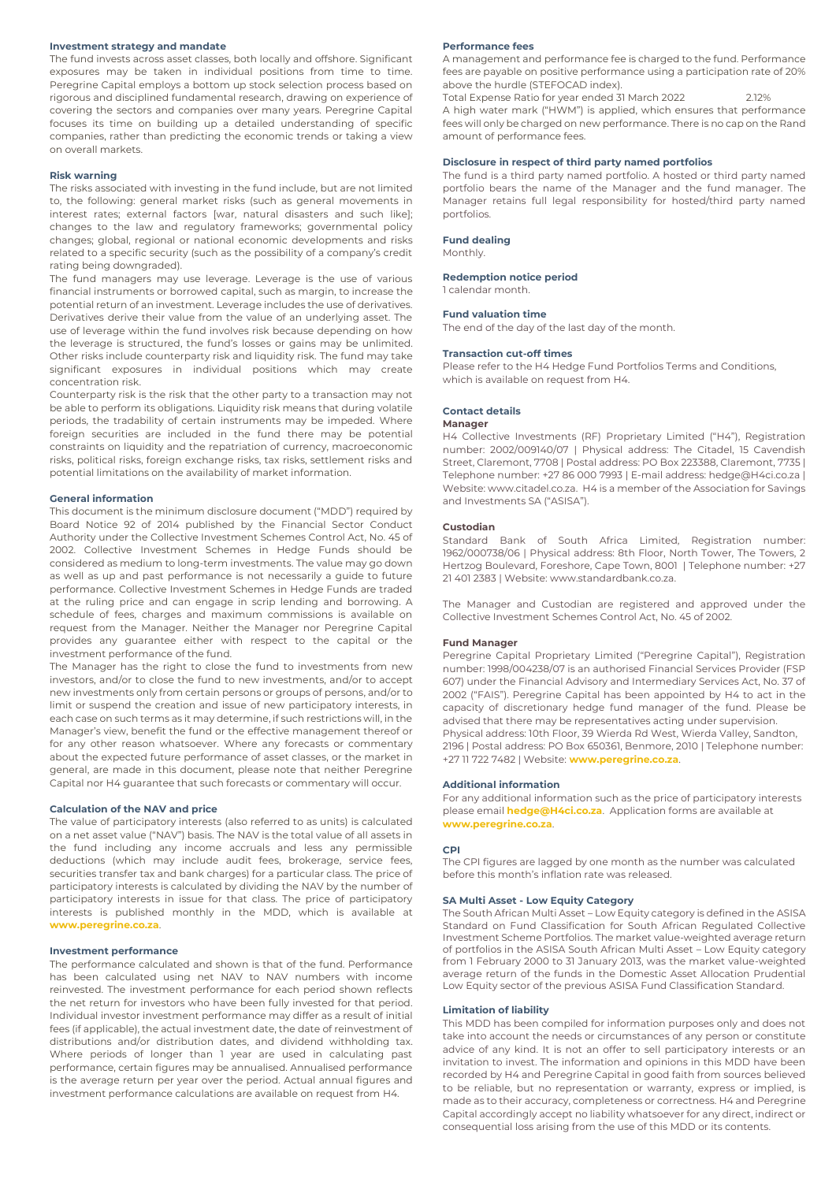### Investment strategy and mandate

The fund invests across asset classes, both locally and offshore. Significant exposures may be taken in individual positions from time to time. Peregrine Capital employs a bottom up stock selection process based on rigorous and disciplined fundamental research, drawing on experience of covering the sectors and companies over many years. Peregrine Capital focuses its time on building up a detailed understanding of specific companies, rather than predicting the economic trends or taking a view on overall markets.

### Risk warning

The risks associated with investing in the fund include, but are not limited to, the following: general market risks (such as general movements in interest rates; external factors [war, natural disasters and such like]; changes to the law and regulatory frameworks; governmental policy changes; global, regional or national economic developments and risks related to a specific security (such as the possibility of a company's credit rating being downgraded).

The fund managers may use leverage. Leverage is the use of various financial instruments or borrowed capital, such as margin, to increase the potential return of an investment. Leverage includes the use of derivatives. Derivatives derive their value from the value of an underlying asset. The use of leverage within the fund involves risk because depending on how the leverage is structured, the fund's losses or gains may be unlimited. Other risks include counterparty risk and liquidity risk. The fund may take significant exposures in individual positions which may create concentration risk.

Counterparty risk is the risk that the other party to a transaction may not be able to perform its obligations. Liquidity risk means that during volatile periods, the tradability of certain instruments may be impeded. Where foreign securities are included in the fund there may be potential constraints on liquidity and the repatriation of currency, macroeconomic risks, political risks, foreign exchange risks, tax risks, settlement risks and potential limitations on the availability of market information.

### General information

This document is the minimum disclosure document ("MDD") required by Board Notice 92 of 2014 published by the Financial Sector Conduct Authority under the Collective Investment Schemes Control Act, No. 45 of 2002. Collective Investment Schemes in Hedge Funds should be considered as medium to long-term investments. The value may go down as well as up and past performance is not necessarily a guide to future performance. Collective Investment Schemes in Hedge Funds are traded at the ruling price and can engage in scrip lending and borrowing. A schedule of fees, charges and maximum commissions is available on request from the Manager. Neither the Manager nor Peregrine Capital provides any guarantee either with respect to the capital or the investment performance of the fund.

The Manager has the right to close the fund to investments from new investors, and/or to close the fund to new investments, and/or to accept new investments only from certain persons or groups of persons, and/or to limit or suspend the creation and issue of new participatory interests, in each case on such terms as it may determine, if such restrictions will, in the Manager's view, benefit the fund or the effective management thereof or for any other reason whatsoever. Where any forecasts or commentary about the expected future performance of asset classes, or the market in general, are made in this document, please note that neither Peregrine Capital nor H4 guarantee that such forecasts or commentary will occur.

### Calculation of the NAV and price

The value of participatory interests (also referred to as units) is calculated on a net asset value ("NAV") basis. The NAV is the total value of all assets in the fund including any income accruals and less any permissible deductions (which may include audit fees, brokerage, service fees, securities transfer tax and bank charges) for a particular class. The price of participatory interests is calculated by dividing the NAV by the number of participatory interests in issue for that class. The price of participatory interests is published monthly in the MDD, which is available at **www.peregrine.co.za**.

### Investment performance

The performance calculated and shown is that of the fund. Performance has been calculated using net NAV to NAV numbers with income reinvested. The investment performance for each period shown reflects the net return for investors who have been fully invested for that period. Individual investor investment performance may differ as a result of initial fees (if applicable), the actual investment date, the date of reinvestment of distributions and/or distribution dates, and dividend withholding tax. Where periods of longer than 1 year are used in calculating past performance, certain figures may be annualised. Annualised performance is the average return per year over the period. Actual annual figures and investment performance calculations are available on request from H4.

### Performance fees

A management and performance fee is charged to the fund. Performance fees are payable on positive performance using a participation rate of 20% above the hurdle (STEFOCAD index).

Total Expense Ratio for year ended 31 March 2022 2.12%

A high water mark ("HWM") is applied, which ensures that performance fees will only be charged on new performance. There is no cap on the Rand amount of performance fees.

### Disclosure in respect of third party named portfolios

The fund is a third party named portfolio. A hosted or third party named portfolio bears the name of the Manager and the fund manager. The Manager retains full legal responsibility for hosted/third party named portfolios.

### Fund dealing

Monthly.

### Redemption notice period

1 calendar month.

### Fund valuation time

The end of the day of the last day of the month.

### Transaction cut-off times

Please refer to the H4 Hedge Fund Portfolios Terms and Conditions, which is available on request from H4.

### Contact details

**Manager**

H4 Collective Investments (RF) Proprietary Limited ("H4"), Registration number: 2002/009140/07 | Physical address: The Citadel, 15 Cavendish Street, Claremont, 7708 | Postal address: PO Box 223388, Claremont, 7735 | Telephone number: +27 86 000 7993 | E-mail address: hedge@H4ci.co.za | Website: www.citadel.co.za. H4 is a member of the Association for Savings and Investments SA ("ASISA").

### Custodian

Standard Bank of South Africa Limited, Registration number: 1962/000738/06 | Physical address: 8th Floor, North Tower, The Towers, 2 Hertzog Boulevard, Foreshore, Cape Town, 8001 | Telephone number: +27 21 401 2383 | Website: www.standardbank.co.za.

The Manager and Custodian are registered and approved under the Collective Investment Schemes Control Act, No. 45 of 2002.

### Fund Manager

Peregrine Capital Proprietary Limited ("Peregrine Capital"), Registration number: 1998/004238/07 is an authorised Financial Services Provider (FSP 607) under the Financial Advisory and Intermediary Services Act, No. 37 of 2002 ("FAIS"). Peregrine Capital has been appointed by H4 to act in the capacity of discretionary hedge fund manager of the fund. Please be advised that there may be representatives acting under supervision.

Physical address: 10th Floor, 39 Wierda Rd West, Wierda Valley, Sandton, 2196 | Postal address: PO Box 650361, Benmore, 2010 | Telephone number: +27 11 722 7482 | Website: **www.peregrine.co.za**.

### Additional information

For any additional information such as the price of participatory interests please email **hedge@H4ci.co.za**. Application forms are available at **www.peregrine.co.za**.

### CPI

The CPI figures are lagged by one month as the number was calculated before this month's inflation rate was released.

### SA Multi Asset - Low Equity Category

The South African Multi Asset – Low Equity category is defined in the ASISA Standard on Fund Classification for South African Regulated Collective Investment Scheme Portfolios. The market value-weighted average return of portfolios in the ASISA South African Multi Asset – Low Equity category from 1 February 2000 to 31 January 2013, was the market value-weighted average return of the funds in the Domestic Asset Allocation Prudential Low Equity sector of the previous ASISA Fund Classification Standard.

### Limitation of liability

This MDD has been compiled for information purposes only and does not take into account the needs or circumstances of any person or constitute advice of any kind. It is not an offer to sell participatory interests or an invitation to invest. The information and opinions in this MDD have been recorded by H4 and Peregrine Capital in good faith from sources believed to be reliable, but no representation or warranty, express or implied, is made as to their accuracy, completeness or correctness. H4 and Peregrine Capital accordingly accept no liability whatsoever for any direct, indirect or consequential loss arising from the use of this MDD or its contents.